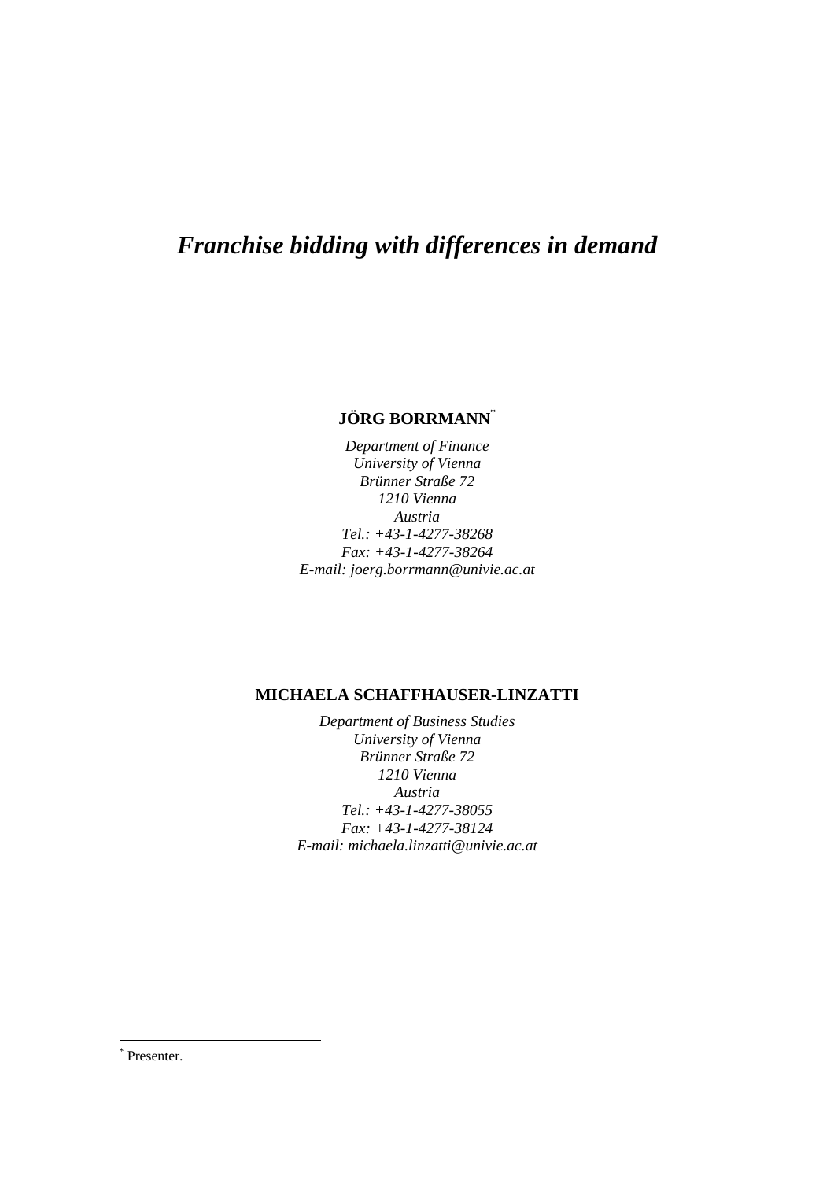# *Franchise bidding with differences in demand*

**JÖRG BORRMANN***

*Department of Finance*
*University of Vienna*
*Brünner Straße 72*
*1210 Vienna*
*Austria*
*Tel.: +43-1-4277-38268*
*Fax: +43-1-4277-38264*
*E-mail: joerg.borrmann@univie.ac.at*

**MICHAELA SCHAFFHAUSER-LINZATTI**

*Department of Business Studies*
*University of Vienna*
*Brünner Straße 72*
*1210 Vienna*
*Austria*
*Tel.: +43-1-4277-38055*
*Fax: +43-1-4277-38124*
*E-mail: michaela.linzatti@univie.ac.at*

---

* Presenter.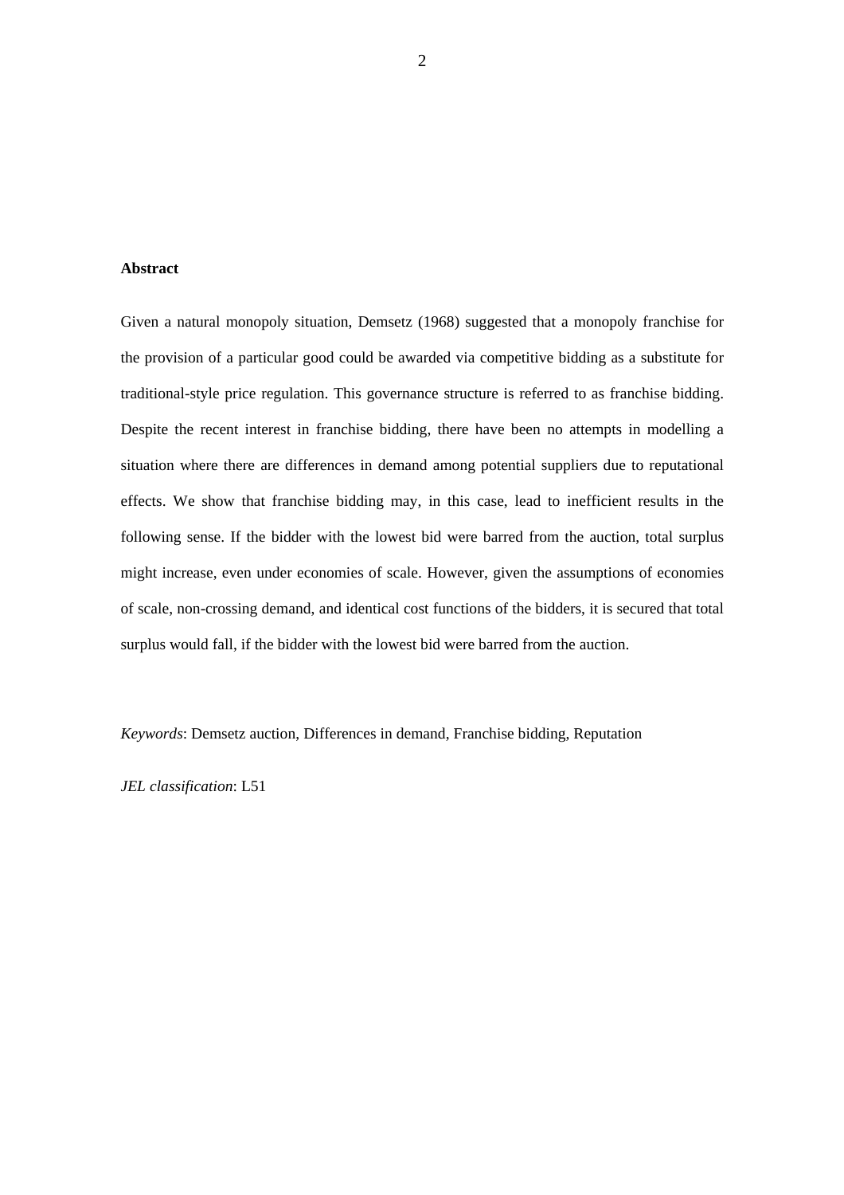**Abstract**

Given a natural monopoly situation, Demsetz (1968) suggested that a monopoly franchise for the provision of a particular good could be awarded via competitive bidding as a substitute for traditional-style price regulation. This governance structure is referred to as franchise bidding. Despite the recent interest in franchise bidding, there have been no attempts in modelling a situation where there are differences in demand among potential suppliers due to reputational effects. We show that franchise bidding may, in this case, lead to inefficient results in the following sense. If the bidder with the lowest bid were barred from the auction, total surplus might increase, even under economies of scale. However, given the assumptions of economies of scale, non-crossing demand, and identical cost functions of the bidders, it is secured that total surplus would fall, if the bidder with the lowest bid were barred from the auction.

*Keywords*: Demsetz auction, Differences in demand, Franchise bidding, Reputation

*JEL classification*: L51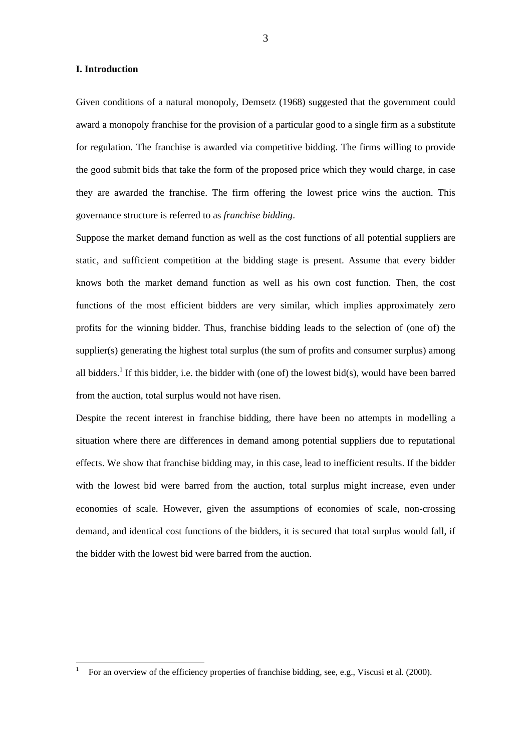## I. Introduction

Given conditions of a natural monopoly, Demsetz (1968) suggested that the government could award a monopoly franchise for the provision of a particular good to a single firm as a substitute for regulation. The franchise is awarded via competitive bidding. The firms willing to provide the good submit bids that take the form of the proposed price which they would charge, in case they are awarded the franchise. The firm offering the lowest price wins the auction. This governance structure is referred to as *franchise bidding*.

Suppose the market demand function as well as the cost functions of all potential suppliers are static, and sufficient competition at the bidding stage is present. Assume that every bidder knows both the market demand function as well as his own cost function. Then, the cost functions of the most efficient bidders are very similar, which implies approximately zero profits for the winning bidder. Thus, franchise bidding leads to the selection of (one of) the supplier(s) generating the highest total surplus (the sum of profits and consumer surplus) among all bidders.[1] If this bidder, i.e. the bidder with (one of) the lowest bid(s), would have been barred from the auction, total surplus would not have risen.

Despite the recent interest in franchise bidding, there have been no attempts in modelling a situation where there are differences in demand among potential suppliers due to reputational effects. We show that franchise bidding may, in this case, lead to inefficient results. If the bidder with the lowest bid were barred from the auction, total surplus might increase, even under economies of scale. However, given the assumptions of economies of scale, non-crossing demand, and identical cost functions of the bidders, it is secured that total surplus would fall, if the bidder with the lowest bid were barred from the auction.

---

[1] For an overview of the efficiency properties of franchise bidding, see, e.g., Viscusi et al. (2000).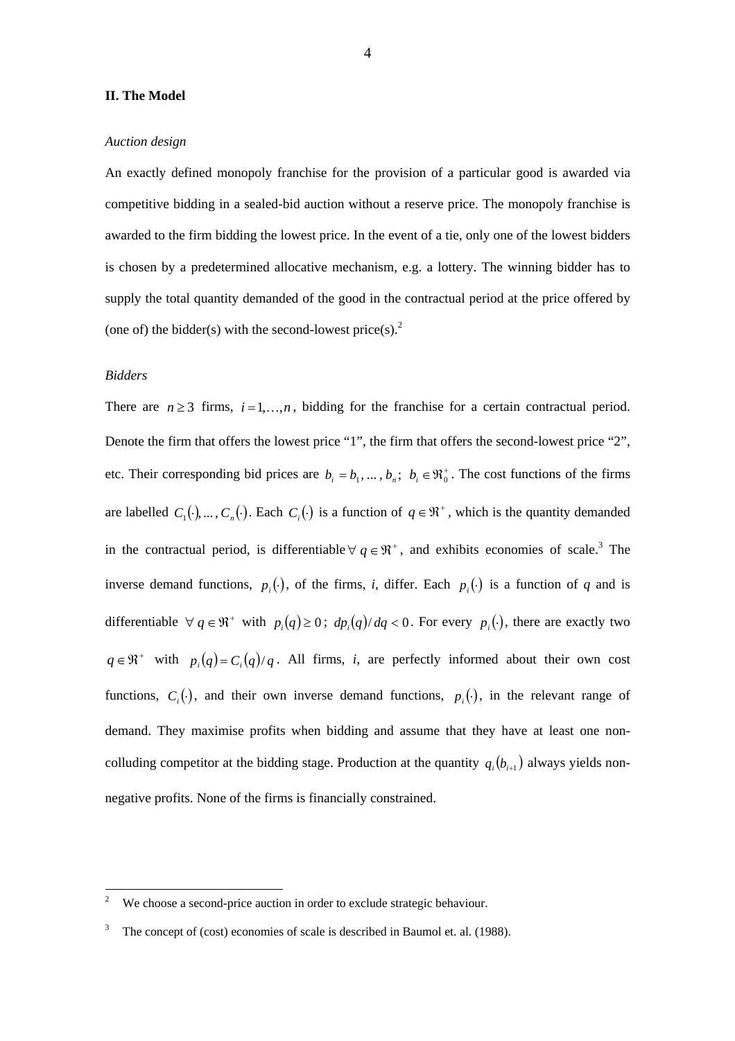## II. The Model

*Auction design*

An exactly defined monopoly franchise for the provision of a particular good is awarded via competitive bidding in a sealed-bid auction without a reserve price. The monopoly franchise is awarded to the firm bidding the lowest price. In the event of a tie, only one of the lowest bidders is chosen by a predetermined allocative mechanism, e.g. a lottery. The winning bidder has to supply the total quantity demanded of the good in the contractual period at the price offered by (one of) the bidder(s) with the second-lowest price(s).[2]

*Bidders*

There are $n \geq 3$ firms, $i = 1, \ldots, n$, bidding for the franchise for a certain contractual period. Denote the firm that offers the lowest price "1", the firm that offers the second-lowest price "2", etc. Their corresponding bid prices are $b_i = b_1, \ldots, b_n$; $b_i \in \Re_0^+$. The cost functions of the firms are labelled $C_1(\cdot), \ldots, C_n(\cdot)$. Each $C_i(\cdot)$ is a function of $q \in \Re^+$, which is the quantity demanded in the contractual period, is differentiable $\forall\, q \in \Re^+$, and exhibits economies of scale.[3] The inverse demand functions, $p_i(\cdot)$, of the firms, *i*, differ. Each $p_i(\cdot)$ is a function of *q* and is differentiable $\forall\, q \in \Re^+$ with $p_i(q) \geq 0$; $dp_i(q)/dq < 0$. For every $p_i(\cdot)$, there are exactly two $q \in \Re^+$ with $p_i(q) = C_i(q)/q$. All firms, *i*, are perfectly informed about their own cost functions, $C_i(\cdot)$, and their own inverse demand functions, $p_i(\cdot)$, in the relevant range of demand. They maximise profits when bidding and assume that they have at least one non-colluding competitor at the bidding stage. Production at the quantity $q_i(b_{i+1})$ always yields non-negative profits. None of the firms is financially constrained.

---

[2] We choose a second-price auction in order to exclude strategic behaviour.

[3] The concept of (cost) economies of scale is described in Baumol et. al. (1988).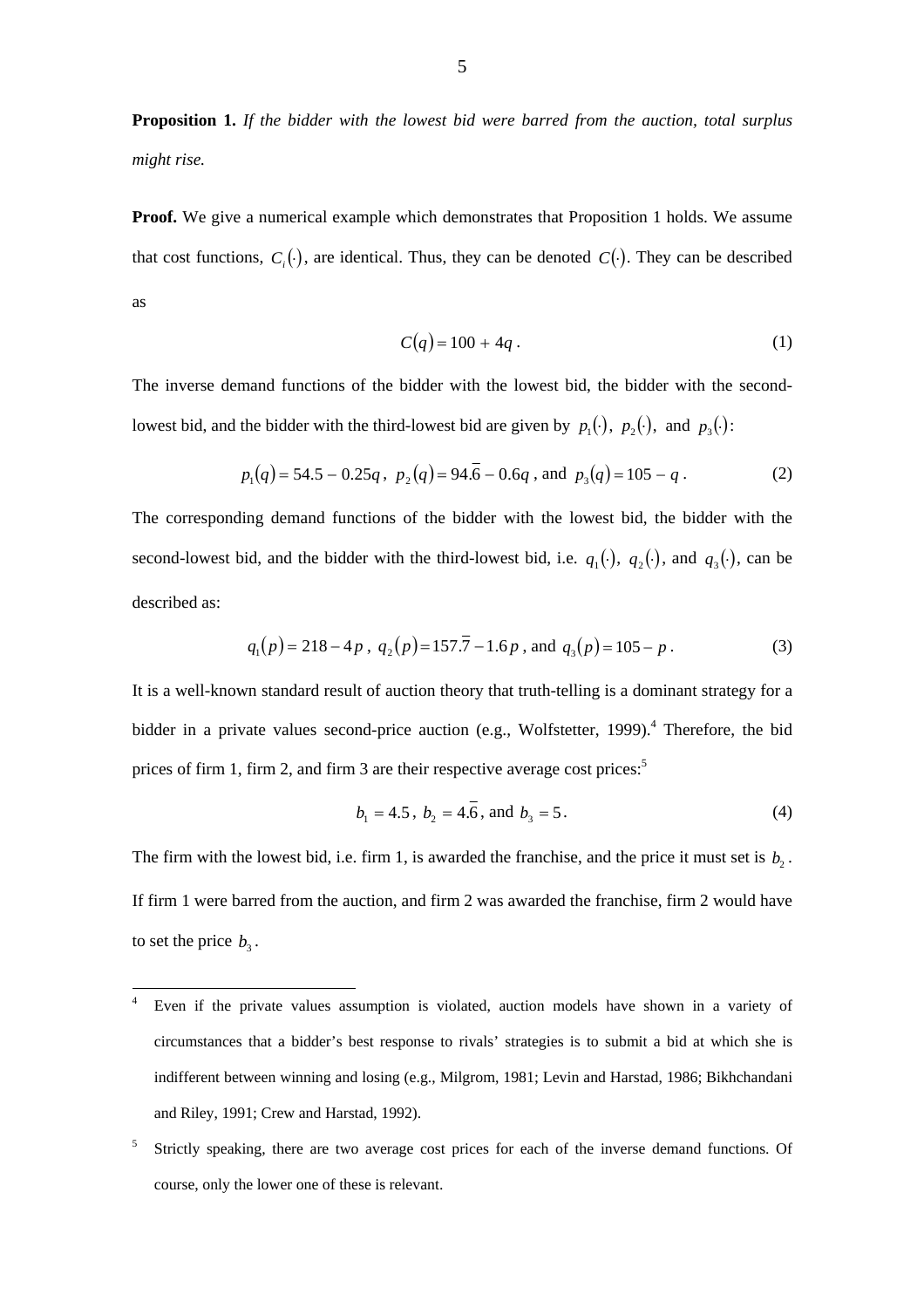**Proposition 1.** *If the bidder with the lowest bid were barred from the auction, total surplus might rise.*

**Proof.** We give a numerical example which demonstrates that Proposition 1 holds. We assume that cost functions, $C_i(\cdot)$, are identical. Thus, they can be denoted $C(\cdot)$. They can be described as

$$C(q) = 100 + 4q \,. \tag{1}$$

The inverse demand functions of the bidder with the lowest bid, the bidder with the second-lowest bid, and the bidder with the third-lowest bid are given by $p_1(\cdot)$, $p_2(\cdot)$, and $p_3(\cdot)$:

$$p_1(q) = 54.5 - 0.25q \,,\; p_2(q) = 94.\overline{6} - 0.6q \,, \text{ and } p_3(q) = 105 - q \,. \tag{2}$$

The corresponding demand functions of the bidder with the lowest bid, the bidder with the second-lowest bid, and the bidder with the third-lowest bid, i.e. $q_1(\cdot)$, $q_2(\cdot)$, and $q_3(\cdot)$, can be described as:

$$q_1(p) = 218 - 4p \,,\; q_2(p) = 157.\overline{7} - 1.6p \,, \text{ and } q_3(p) = 105 - p \,. \tag{3}$$

It is a well-known standard result of auction theory that truth-telling is a dominant strategy for a bidder in a private values second-price auction (e.g., Wolfstetter, 1999).[4] Therefore, the bid prices of firm 1, firm 2, and firm 3 are their respective average cost prices:[5]

$$b_1 = 4.5 \,,\; b_2 = 4.\overline{6} \,, \text{ and } b_3 = 5 \,. \tag{4}$$

The firm with the lowest bid, i.e. firm 1, is awarded the franchise, and the price it must set is $b_2$. If firm 1 were barred from the auction, and firm 2 was awarded the franchise, firm 2 would have to set the price $b_3$.

[4] Even if the private values assumption is violated, auction models have shown in a variety of circumstances that a bidder's best response to rivals' strategies is to submit a bid at which she is indifferent between winning and losing (e.g., Milgrom, 1981; Levin and Harstad, 1986; Bikhchandani and Riley, 1991; Crew and Harstad, 1992).

[5] Strictly speaking, there are two average cost prices for each of the inverse demand functions. Of course, only the lower one of these is relevant.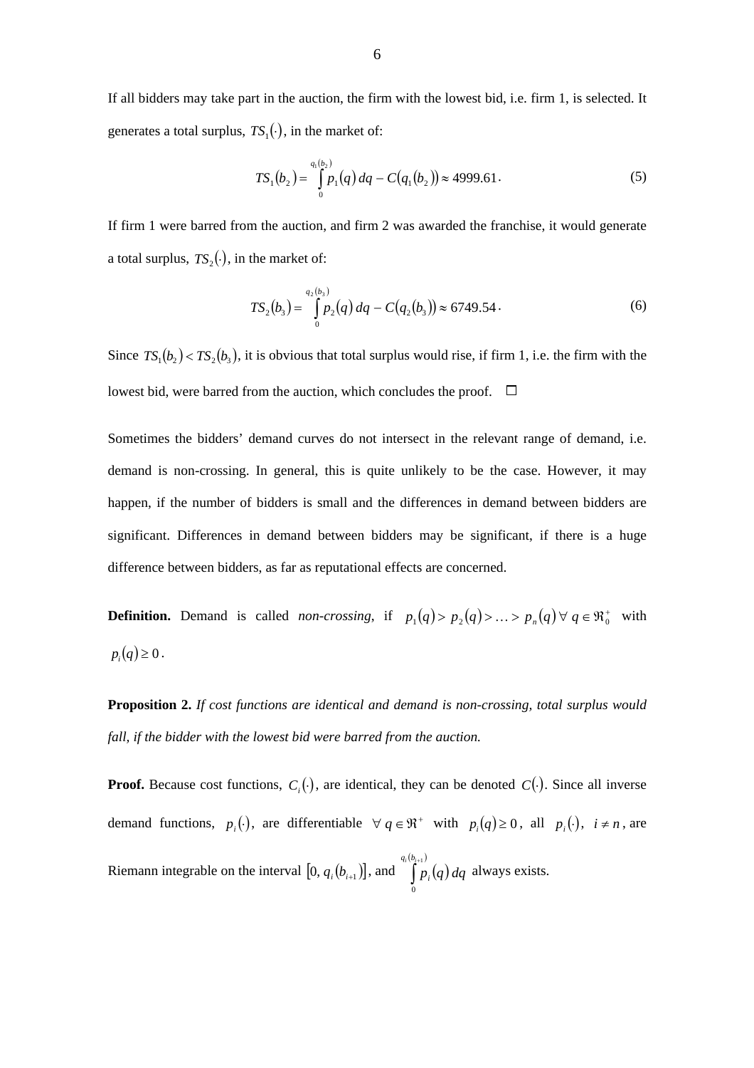If all bidders may take part in the auction, the firm with the lowest bid, i.e. firm 1, is selected. It generates a total surplus, $TS_1(\cdot)$, in the market of:

$$TS_1(b_2) = \int_0^{q_1(b_2)} p_1(q)\, dq - C(q_1(b_2)) \approx 4999.61. \tag{5}$$

If firm 1 were barred from the auction, and firm 2 was awarded the franchise, it would generate a total surplus, $TS_2(\cdot)$, in the market of:

$$TS_2(b_3) = \int_0^{q_2(b_3)} p_2(q)\, dq - C(q_2(b_3)) \approx 6749.54. \tag{6}$$

Since $TS_1(b_2) < TS_2(b_3)$, it is obvious that total surplus would rise, if firm 1, i.e. the firm with the lowest bid, were barred from the auction, which concludes the proof. □

Sometimes the bidders' demand curves do not intersect in the relevant range of demand, i.e. demand is non-crossing. In general, this is quite unlikely to be the case. However, it may happen, if the number of bidders is small and the differences in demand between bidders are significant. Differences in demand between bidders may be significant, if there is a huge difference between bidders, as far as reputational effects are concerned.

**Definition.** Demand is called *non-crossing*, if $p_1(q) > p_2(q) > \ldots > p_n(q)\ \forall\ q \in \Re_0^+$ with $p_i(q) \geq 0$.

**Proposition 2.** *If cost functions are identical and demand is non-crossing, total surplus would fall, if the bidder with the lowest bid were barred from the auction.*

**Proof.** Because cost functions, $C_i(\cdot)$, are identical, they can be denoted $C(\cdot)$. Since all inverse demand functions, $p_i(\cdot)$, are differentiable $\forall\ q \in \Re^+$ with $p_i(q) \geq 0$, all $p_i(\cdot)$, $i \neq n$, are Riemann integrable on the interval $[0, q_i(b_{i+1})]$, and $\int_0^{q_i(b_{i+1})} p_i(q)\, dq$ always exists.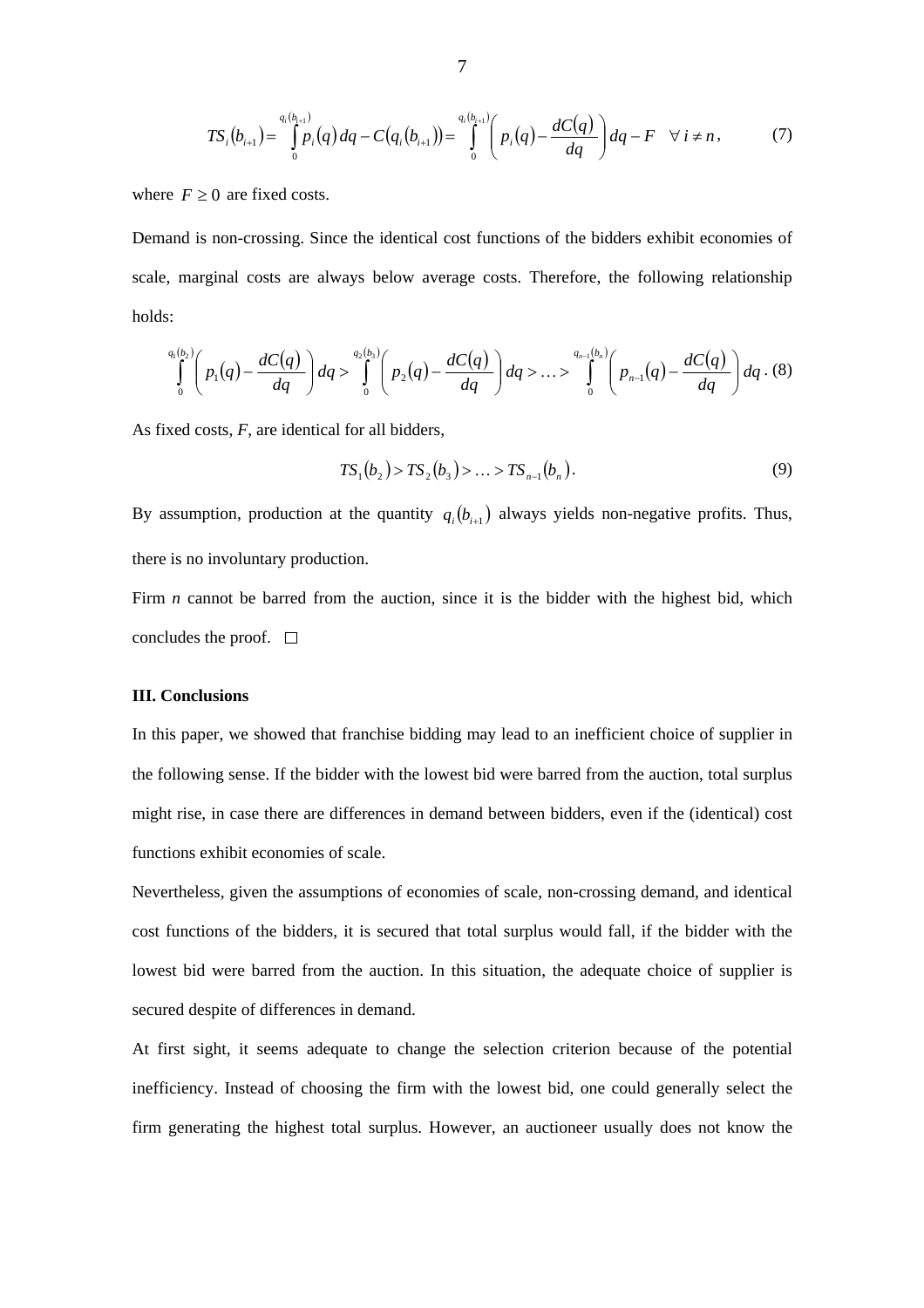$$TS_i(b_{i+1}) = \int_0^{q_i(b_{i+1})} p_i(q)\,dq - C(q_i(b_{i+1})) = \int_0^{q_i(b_{i+1})} \left( p_i(q) - \frac{dC(q)}{dq} \right) dq - F \quad \forall\, i \neq n, \tag{7}$$

where $F \geq 0$ are fixed costs.

Demand is non-crossing. Since the identical cost functions of the bidders exhibit economies of scale, marginal costs are always below average costs. Therefore, the following relationship holds:

$$\int_0^{q_1(b_2)} \left( p_1(q) - \frac{dC(q)}{dq} \right) dq > \int_0^{q_2(b_3)} \left( p_2(q) - \frac{dC(q)}{dq} \right) dq > \ldots > \int_0^{q_{n-1}(b_n)} \left( p_{n-1}(q) - \frac{dC(q)}{dq} \right) dq \,. \tag{8}$$

As fixed costs, *F*, are identical for all bidders,

$$TS_1(b_2) > TS_2(b_3) > \ldots > TS_{n-1}(b_n). \tag{9}$$

By assumption, production at the quantity $q_i(b_{i+1})$ always yields non-negative profits. Thus, there is no involuntary production.

Firm *n* cannot be barred from the auction, since it is the bidder with the highest bid, which concludes the proof. □

### III. Conclusions

In this paper, we showed that franchise bidding may lead to an inefficient choice of supplier in the following sense. If the bidder with the lowest bid were barred from the auction, total surplus might rise, in case there are differences in demand between bidders, even if the (identical) cost functions exhibit economies of scale.

Nevertheless, given the assumptions of economies of scale, non-crossing demand, and identical cost functions of the bidders, it is secured that total surplus would fall, if the bidder with the lowest bid were barred from the auction. In this situation, the adequate choice of supplier is secured despite of differences in demand.

At first sight, it seems adequate to change the selection criterion because of the potential inefficiency. Instead of choosing the firm with the lowest bid, one could generally select the firm generating the highest total surplus. However, an auctioneer usually does not know the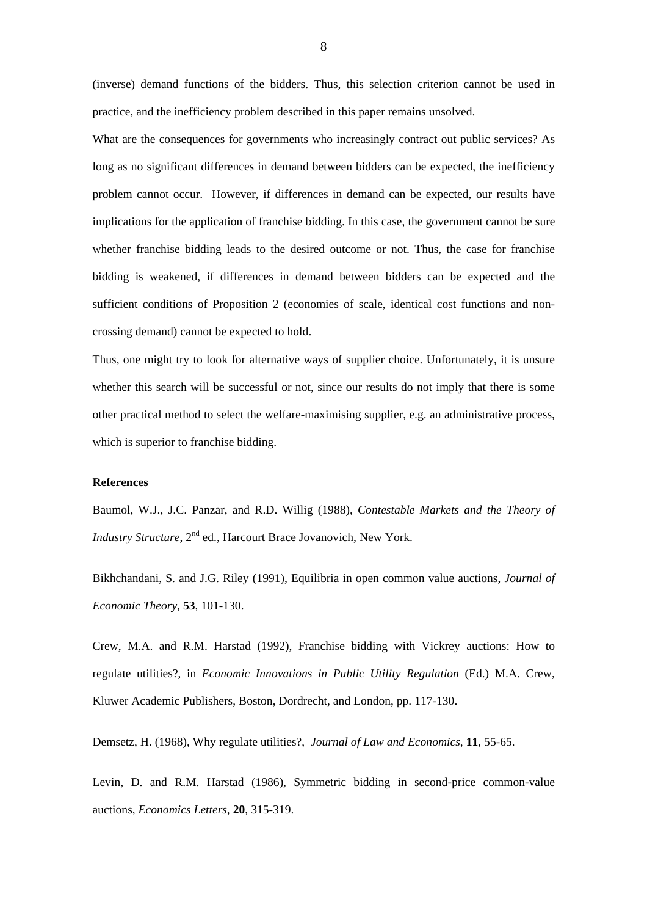(inverse) demand functions of the bidders. Thus, this selection criterion cannot be used in practice, and the inefficiency problem described in this paper remains unsolved.

What are the consequences for governments who increasingly contract out public services? As long as no significant differences in demand between bidders can be expected, the inefficiency problem cannot occur. However, if differences in demand can be expected, our results have implications for the application of franchise bidding. In this case, the government cannot be sure whether franchise bidding leads to the desired outcome or not. Thus, the case for franchise bidding is weakened, if differences in demand between bidders can be expected and the sufficient conditions of Proposition 2 (economies of scale, identical cost functions and non-crossing demand) cannot be expected to hold.

Thus, one might try to look for alternative ways of supplier choice. Unfortunately, it is unsure whether this search will be successful or not, since our results do not imply that there is some other practical method to select the welfare-maximising supplier, e.g. an administrative process, which is superior to franchise bidding.

**References**

Baumol, W.J., J.C. Panzar, and R.D. Willig (1988), *Contestable Markets and the Theory of Industry Structure*, 2nd ed., Harcourt Brace Jovanovich, New York.

Bikhchandani, S. and J.G. Riley (1991), Equilibria in open common value auctions, *Journal of Economic Theory*, **53**, 101-130.

Crew, M.A. and R.M. Harstad (1992), Franchise bidding with Vickrey auctions: How to regulate utilities?, in *Economic Innovations in Public Utility Regulation* (Ed.) M.A. Crew, Kluwer Academic Publishers, Boston, Dordrecht, and London, pp. 117-130.

Demsetz, H. (1968), Why regulate utilities?, *Journal of Law and Economics*, **11**, 55-65.

Levin, D. and R.M. Harstad (1986), Symmetric bidding in second-price common-value auctions, *Economics Letters*, **20**, 315-319.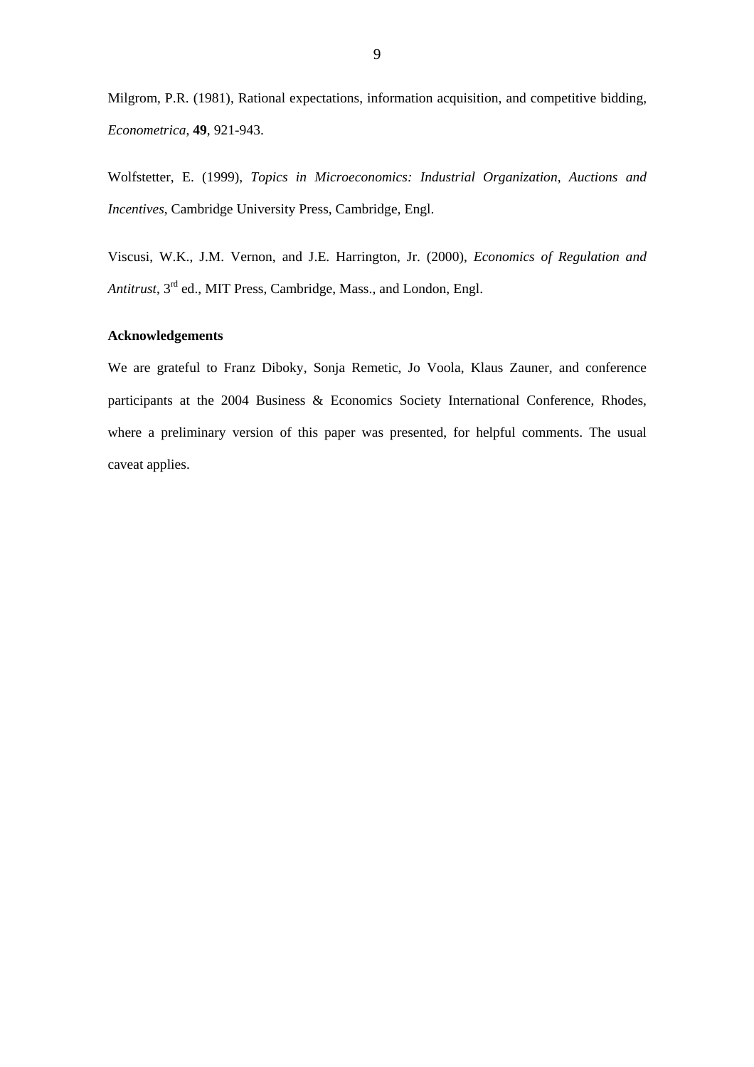Milgrom, P.R. (1981), Rational expectations, information acquisition, and competitive bidding, *Econometrica*, **49**, 921-943.

Wolfstetter, E. (1999), *Topics in Microeconomics: Industrial Organization, Auctions and Incentives*, Cambridge University Press, Cambridge, Engl.

Viscusi, W.K., J.M. Vernon, and J.E. Harrington, Jr. (2000), *Economics of Regulation and Antitrust*, 3rd ed., MIT Press, Cambridge, Mass., and London, Engl.

**Acknowledgements**

We are grateful to Franz Diboky, Sonja Remetic, Jo Voola, Klaus Zauner, and conference participants at the 2004 Business & Economics Society International Conference, Rhodes, where a preliminary version of this paper was presented, for helpful comments. The usual caveat applies.